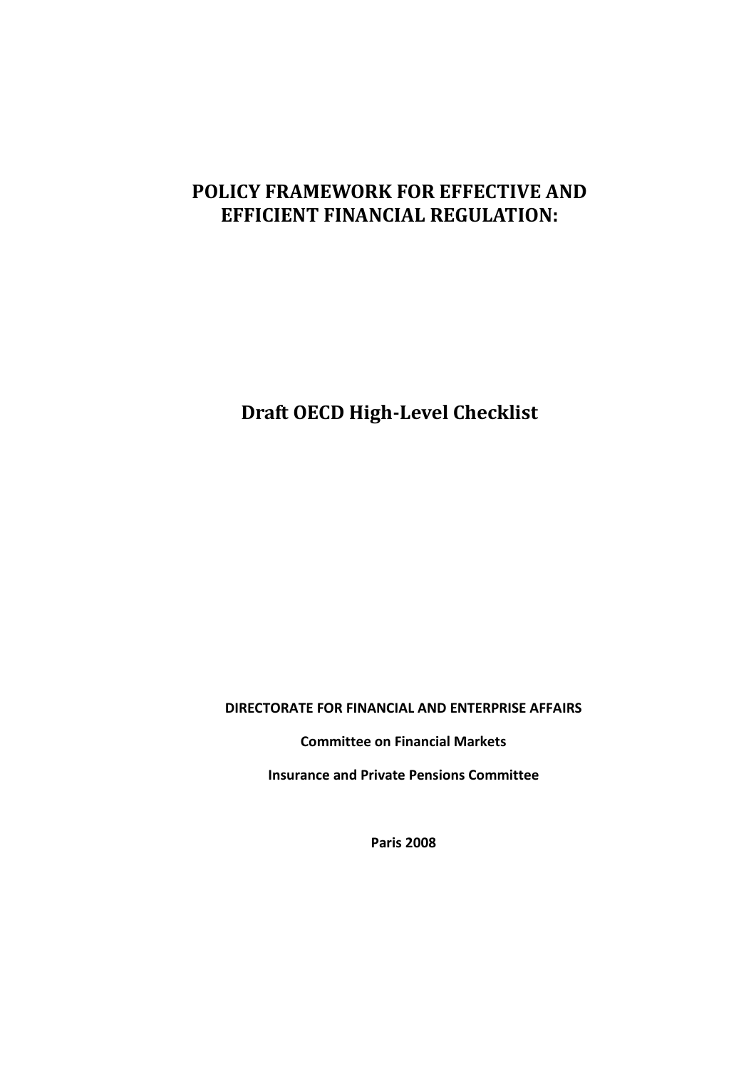# POLICY FRAMEWORK FOR EFFECTIVE AND EFFICIENT FINANCIAL REGULATION:

## Draft OECD High-Level Checklist

**DIRECTORATE FOR FINANCIAL AND ENTERPRISE AFFAIRS**

**Committee on Financial Markets**

**Insurance and Private Pensions Committee**

**Paris 2008**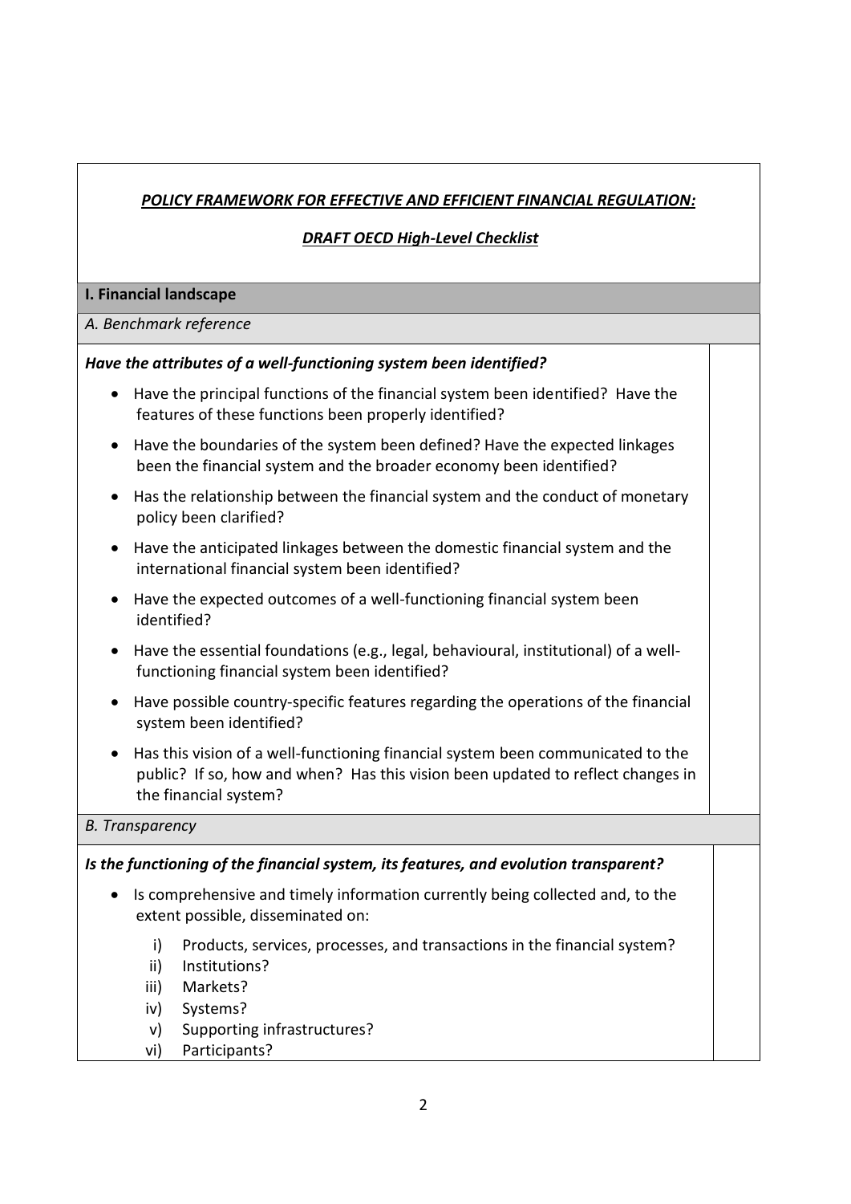***POLICY FRAMEWORK FOR EFFECTIVE AND EFFICIENT FINANCIAL REGULATION:***

***DRAFT OECD High-Level Checklist***

## I. Financial landscape

*A. Benchmark reference*

***Have the attributes of a well-functioning system been identified?***

- Have the principal functions of the financial system been identified? Have the features of these functions been properly identified?
- Have the boundaries of the system been defined? Have the expected linkages been the financial system and the broader economy been identified?
- Has the relationship between the financial system and the conduct of monetary policy been clarified?
- Have the anticipated linkages between the domestic financial system and the international financial system been identified?
- Have the expected outcomes of a well-functioning financial system been identified?
- Have the essential foundations (e.g., legal, behavioural, institutional) of a well-functioning financial system been identified?
- Have possible country-specific features regarding the operations of the financial system been identified?
- Has this vision of a well-functioning financial system been communicated to the public? If so, how and when? Has this vision been updated to reflect changes in the financial system?

*B. Transparency*

***Is the functioning of the financial system, its features, and evolution transparent?***

- Is comprehensive and timely information currently being collected and, to the extent possible, disseminated on:
  - i) Products, services, processes, and transactions in the financial system?
  - ii) Institutions?
  - iii) Markets?
  - iv) Systems?
  - v) Supporting infrastructures?
  - vi) Participants?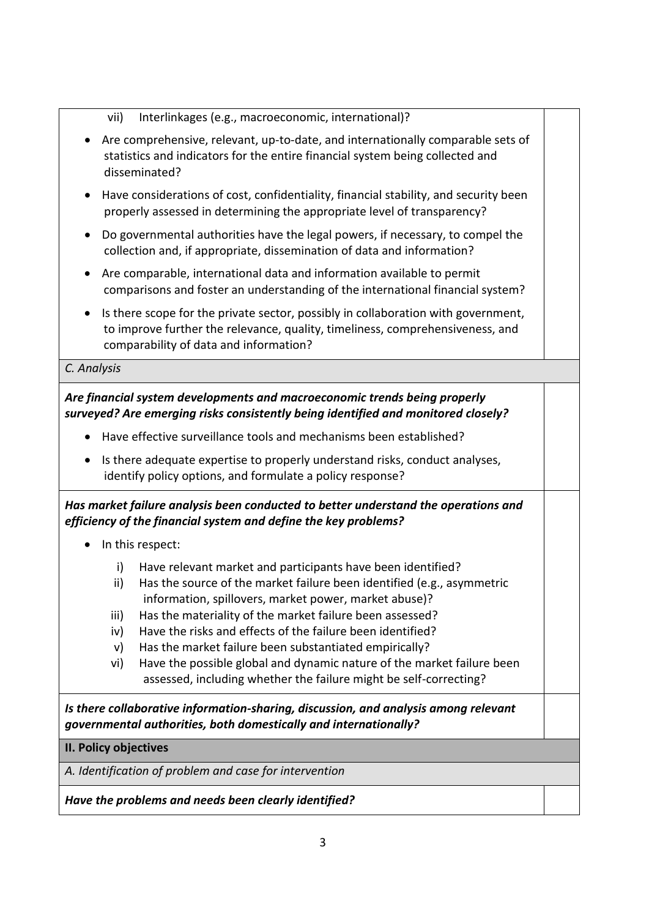| | |
|---|---|
| vii) Interlinkages (e.g., macroeconomic, international)?<br>• Are comprehensive, relevant, up-to-date, and internationally comparable sets of statistics and indicators for the entire financial system being collected and disseminated?<br>• Have considerations of cost, confidentiality, financial stability, and security been properly assessed in determining the appropriate level of transparency?<br>• Do governmental authorities have the legal powers, if necessary, to compel the collection and, if appropriate, dissemination of data and information?<br>• Are comparable, international data and information available to permit comparisons and foster an understanding of the international financial system?<br>• Is there scope for the private sector, possibly in collaboration with government, to improve further the relevance, quality, timeliness, comprehensiveness, and comparability of data and information? | |
| *C. Analysis* | |
| ***Are financial system developments and macroeconomic trends being properly surveyed? Are emerging risks consistently being identified and monitored closely?***<br>• Have effective surveillance tools and mechanisms been established?<br>• Is there adequate expertise to properly understand risks, conduct analyses, identify policy options, and formulate a policy response? | |
| ***Has market failure analysis been conducted to better understand the operations and efficiency of the financial system and define the key problems?***<br>• In this respect:<br>i) Have relevant market and participants have been identified?<br>ii) Has the source of the market failure been identified (e.g., asymmetric information, spillovers, market power, market abuse)?<br>iii) Has the materiality of the market failure been assessed?<br>iv) Have the risks and effects of the failure been identified?<br>v) Has the market failure been substantiated empirically?<br>vi) Have the possible global and dynamic nature of the market failure been assessed, including whether the failure might be self-correcting? | |
| ***Is there collaborative information-sharing, discussion, and analysis among relevant governmental authorities, both domestically and internationally?*** | |
| **II. Policy objectives** | |
| *A. Identification of problem and case for intervention* | |
| ***Have the problems and needs been clearly identified?*** | |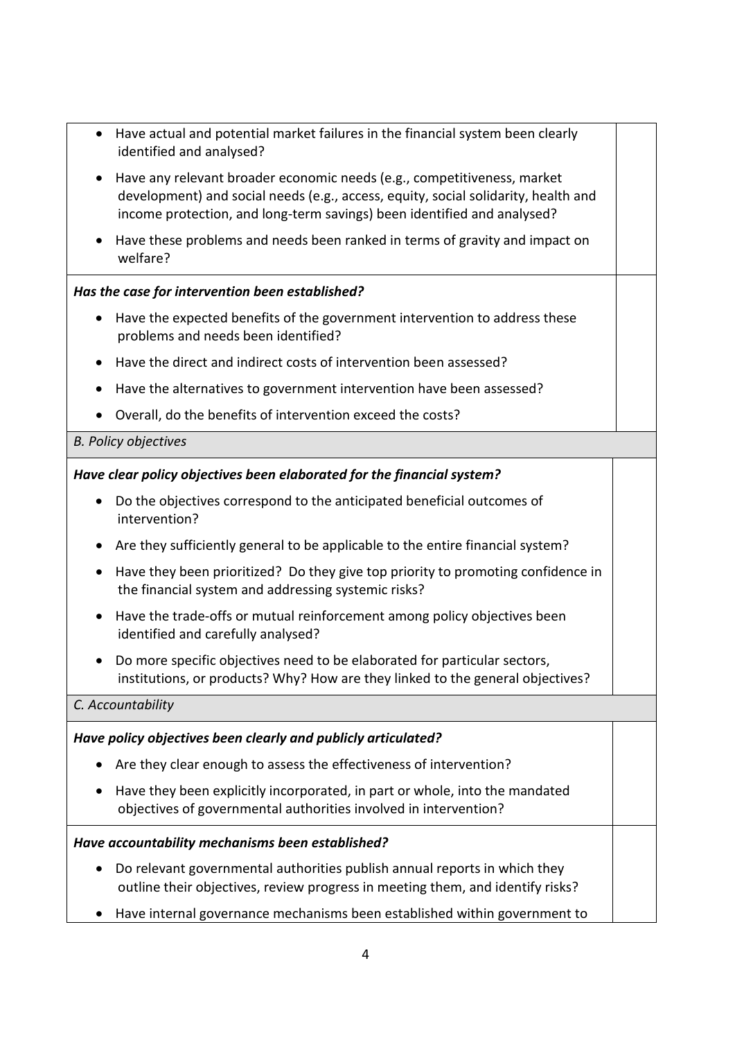| | |
|---|---|
| • Have actual and potential market failures in the financial system been clearly identified and analysed?<br>• Have any relevant broader economic needs (e.g., competitiveness, market development) and social needs (e.g., access, equity, social solidarity, health and income protection, and long-term savings) been identified and analysed?<br>• Have these problems and needs been ranked in terms of gravity and impact on welfare? | |
| ***Has the case for intervention been established?***<br>• Have the expected benefits of the government intervention to address these problems and needs been identified?<br>• Have the direct and indirect costs of intervention been assessed?<br>• Have the alternatives to government intervention have been assessed?<br>• Overall, do the benefits of intervention exceed the costs? | |
| *B. Policy objectives* | |
| ***Have clear policy objectives been elaborated for the financial system?***<br>• Do the objectives correspond to the anticipated beneficial outcomes of intervention?<br>• Are they sufficiently general to be applicable to the entire financial system?<br>• Have they been prioritized? Do they give top priority to promoting confidence in the financial system and addressing systemic risks?<br>• Have the trade-offs or mutual reinforcement among policy objectives been identified and carefully analysed?<br>• Do more specific objectives need to be elaborated for particular sectors, institutions, or products? Why? How are they linked to the general objectives? | |
| *C. Accountability* | |
| ***Have policy objectives been clearly and publicly articulated?***<br>• Are they clear enough to assess the effectiveness of intervention?<br>• Have they been explicitly incorporated, in part or whole, into the mandated objectives of governmental authorities involved in intervention? | |
| ***Have accountability mechanisms been established?***<br>• Do relevant governmental authorities publish annual reports in which they outline their objectives, review progress in meeting them, and identify risks?<br>• Have internal governance mechanisms been established within government to | |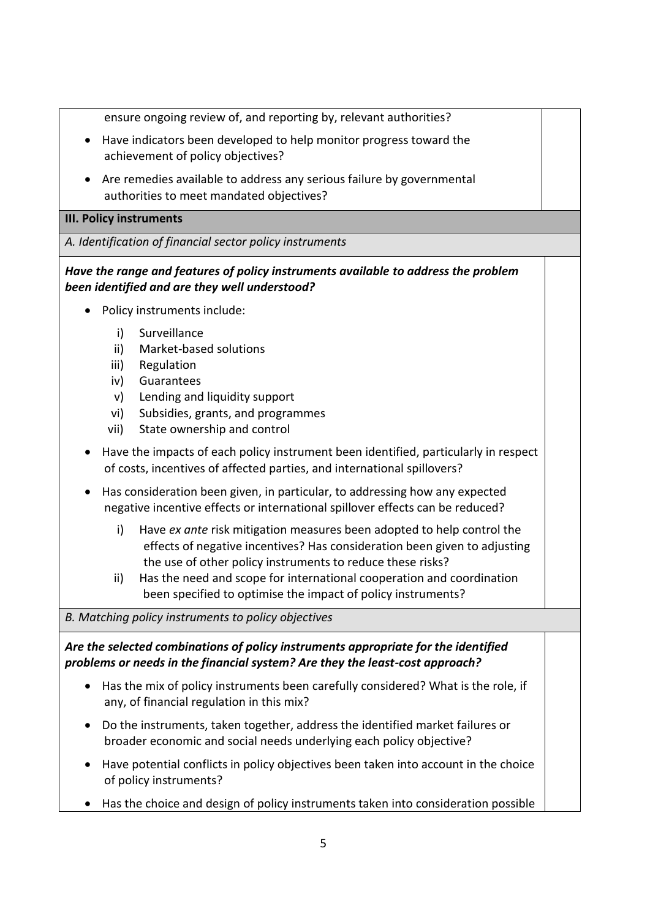ensure ongoing review of, and reporting by, relevant authorities?

- Have indicators been developed to help monitor progress toward the achievement of policy objectives?
- Are remedies available to address any serious failure by governmental authorities to meet mandated objectives?

**III. Policy instruments**

*A. Identification of financial sector policy instruments*

***Have the range and features of policy instruments available to address the problem been identified and are they well understood?***

- Policy instruments include:
    i) Surveillance
    ii) Market-based solutions
    iii) Regulation
    iv) Guarantees
    v) Lending and liquidity support
    vi) Subsidies, grants, and programmes
    vii) State ownership and control
- Have the impacts of each policy instrument been identified, particularly in respect of costs, incentives of affected parties, and international spillovers?
- Has consideration been given, in particular, to addressing how any expected negative incentive effects or international spillover effects can be reduced?
    i) Have *ex ante* risk mitigation measures been adopted to help control the effects of negative incentives? Has consideration been given to adjusting the use of other policy instruments to reduce these risks?
    ii) Has the need and scope for international cooperation and coordination been specified to optimise the impact of policy instruments?

*B. Matching policy instruments to policy objectives*

***Are the selected combinations of policy instruments appropriate for the identified problems or needs in the financial system? Are they the least-cost approach?***

- Has the mix of policy instruments been carefully considered? What is the role, if any, of financial regulation in this mix?
- Do the instruments, taken together, address the identified market failures or broader economic and social needs underlying each policy objective?
- Have potential conflicts in policy objectives been taken into account in the choice of policy instruments?
- Has the choice and design of policy instruments taken into consideration possible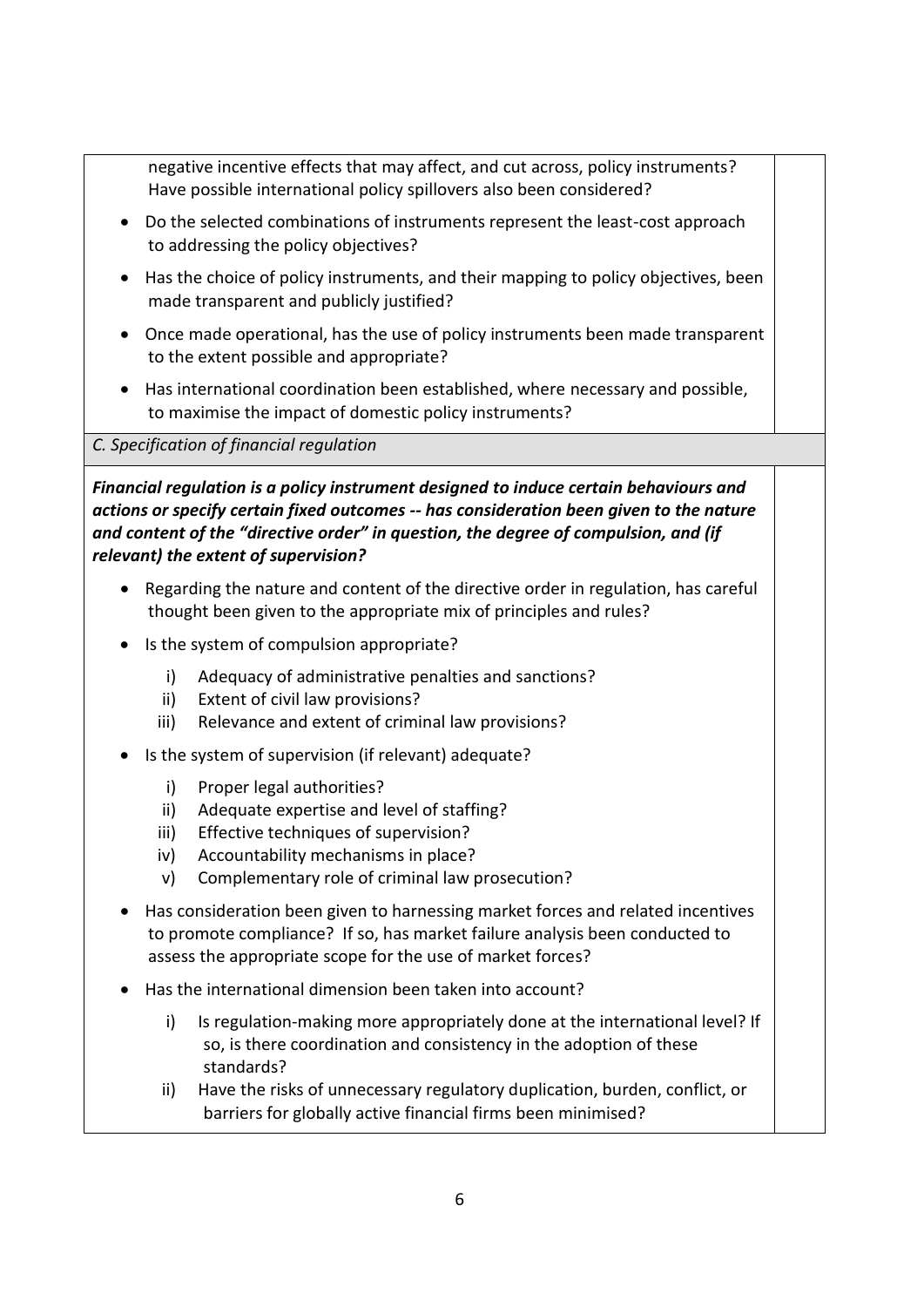| | |
|---|---|
| negative incentive effects that may affect, and cut across, policy instruments? Have possible international policy spillovers also been considered?<br>• Do the selected combinations of instruments represent the least-cost approach to addressing the policy objectives?<br>• Has the choice of policy instruments, and their mapping to policy objectives, been made transparent and publicly justified?<br>• Once made operational, has the use of policy instruments been made transparent to the extent possible and appropriate?<br>• Has international coordination been established, where necessary and possible, to maximise the impact of domestic policy instruments? | |
| *C. Specification of financial regulation* | |
| ***Financial regulation is a policy instrument designed to induce certain behaviours and actions or specify certain fixed outcomes -- has consideration been given to the nature and content of the "directive order" in question, the degree of compulsion, and (if relevant) the extent of supervision?***<br>• Regarding the nature and content of the directive order in regulation, has careful thought been given to the appropriate mix of principles and rules?<br>• Is the system of compulsion appropriate?<br>i) Adequacy of administrative penalties and sanctions?<br>ii) Extent of civil law provisions?<br>iii) Relevance and extent of criminal law provisions?<br>• Is the system of supervision (if relevant) adequate?<br>i) Proper legal authorities?<br>ii) Adequate expertise and level of staffing?<br>iii) Effective techniques of supervision?<br>iv) Accountability mechanisms in place?<br>v) Complementary role of criminal law prosecution?<br>• Has consideration been given to harnessing market forces and related incentives to promote compliance? If so, has market failure analysis been conducted to assess the appropriate scope for the use of market forces?<br>• Has the international dimension been taken into account?<br>i) Is regulation-making more appropriately done at the international level? If so, is there coordination and consistency in the adoption of these standards?<br>ii) Have the risks of unnecessary regulatory duplication, burden, conflict, or barriers for globally active financial firms been minimised? | |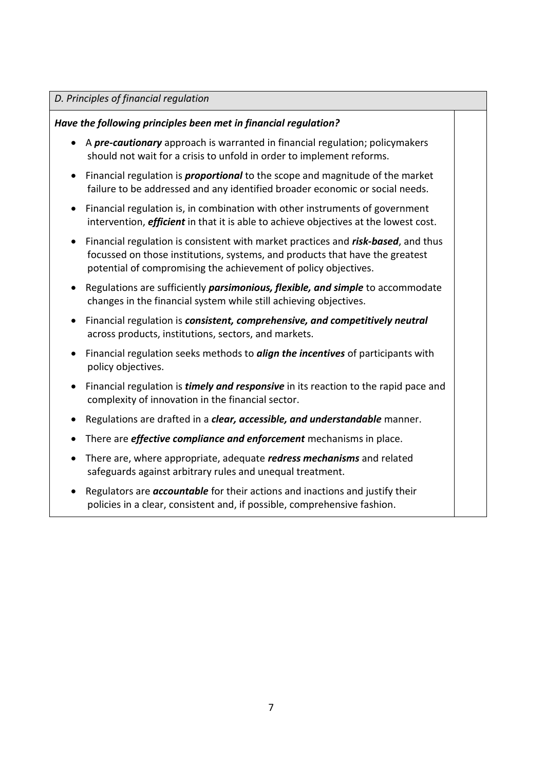| *D. Principles of financial regulation* | |
|---|---|
| ***Have the following principles been met in financial regulation?***<br><br>• A ***pre-cautionary*** approach is warranted in financial regulation; policymakers should not wait for a crisis to unfold in order to implement reforms.<br>• Financial regulation is ***proportional*** to the scope and magnitude of the market failure to be addressed and any identified broader economic or social needs.<br>• Financial regulation is, in combination with other instruments of government intervention, ***efficient*** in that it is able to achieve objectives at the lowest cost.<br>• Financial regulation is consistent with market practices and ***risk-based***, and thus focussed on those institutions, systems, and products that have the greatest potential of compromising the achievement of policy objectives.<br>• Regulations are sufficiently ***parsimonious, flexible, and simple*** to accommodate changes in the financial system while still achieving objectives.<br>• Financial regulation is ***consistent, comprehensive, and competitively neutral*** across products, institutions, sectors, and markets.<br>• Financial regulation seeks methods to ***align the incentives*** of participants with policy objectives.<br>• Financial regulation is ***timely and responsive*** in its reaction to the rapid pace and complexity of innovation in the financial sector.<br>• Regulations are drafted in a ***clear, accessible, and understandable*** manner.<br>• There are ***effective compliance and enforcement*** mechanisms in place.<br>• There are, where appropriate, adequate ***redress mechanisms*** and related safeguards against arbitrary rules and unequal treatment.<br>• Regulators are ***accountable*** for their actions and inactions and justify their policies in a clear, consistent and, if possible, comprehensive fashion. | |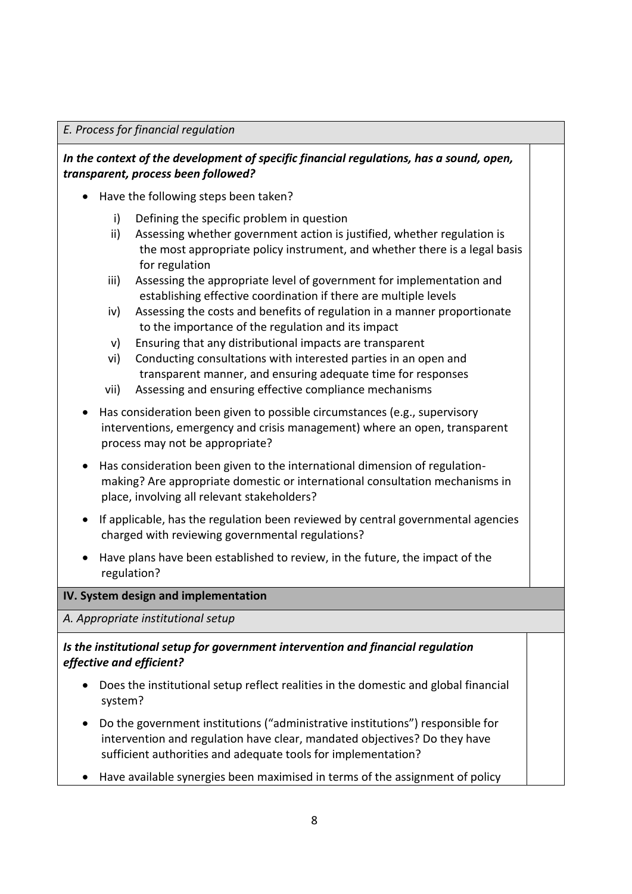*E. Process for financial regulation*

***In the context of the development of specific financial regulations, has a sound, open, transparent, process been followed?***

- Have the following steps been taken?
  - i) Defining the specific problem in question
  - ii) Assessing whether government action is justified, whether regulation is the most appropriate policy instrument, and whether there is a legal basis for regulation
  - iii) Assessing the appropriate level of government for implementation and establishing effective coordination if there are multiple levels
  - iv) Assessing the costs and benefits of regulation in a manner proportionate to the importance of the regulation and its impact
  - v) Ensuring that any distributional impacts are transparent
  - vi) Conducting consultations with interested parties in an open and transparent manner, and ensuring adequate time for responses
  - vii) Assessing and ensuring effective compliance mechanisms
- Has consideration been given to possible circumstances (e.g., supervisory interventions, emergency and crisis management) where an open, transparent process may not be appropriate?
- Has consideration been given to the international dimension of regulation-making? Are appropriate domestic or international consultation mechanisms in place, involving all relevant stakeholders?
- If applicable, has the regulation been reviewed by central governmental agencies charged with reviewing governmental regulations?
- Have plans have been established to review, in the future, the impact of the regulation?

**IV. System design and implementation**

*A. Appropriate institutional setup*

***Is the institutional setup for government intervention and financial regulation effective and efficient?***

- Does the institutional setup reflect realities in the domestic and global financial system?
- Do the government institutions ("administrative institutions") responsible for intervention and regulation have clear, mandated objectives? Do they have sufficient authorities and adequate tools for implementation?
- Have available synergies been maximised in terms of the assignment of policy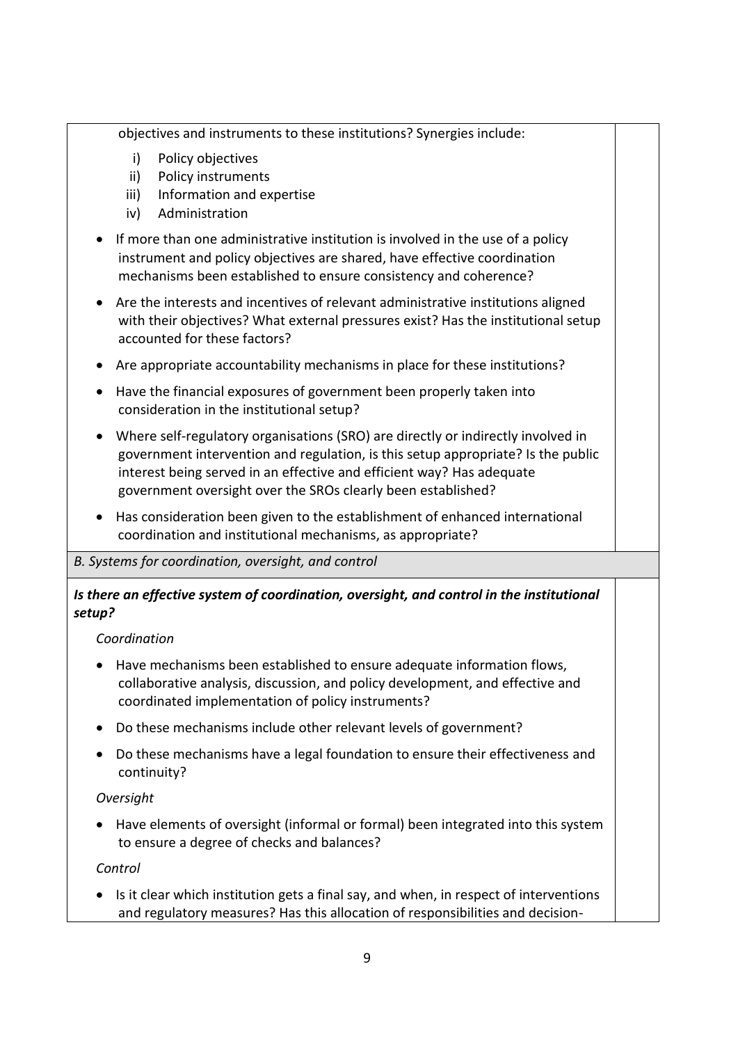objectives and instruments to these institutions? Synergies include:

i) Policy objectives
ii) Policy instruments
iii) Information and expertise
iv) Administration

- If more than one administrative institution is involved in the use of a policy instrument and policy objectives are shared, have effective coordination mechanisms been established to ensure consistency and coherence?
- Are the interests and incentives of relevant administrative institutions aligned with their objectives? What external pressures exist? Has the institutional setup accounted for these factors?
- Are appropriate accountability mechanisms in place for these institutions?
- Have the financial exposures of government been properly taken into consideration in the institutional setup?
- Where self-regulatory organisations (SRO) are directly or indirectly involved in government intervention and regulation, is this setup appropriate? Is the public interest being served in an effective and efficient way? Has adequate government oversight over the SROs clearly been established?
- Has consideration been given to the establishment of enhanced international coordination and institutional mechanisms, as appropriate?

*B. Systems for coordination, oversight, and control*

***Is there an effective system of coordination, oversight, and control in the institutional setup?***

*Coordination*

- Have mechanisms been established to ensure adequate information flows, collaborative analysis, discussion, and policy development, and effective and coordinated implementation of policy instruments?
- Do these mechanisms include other relevant levels of government?
- Do these mechanisms have a legal foundation to ensure their effectiveness and continuity?

*Oversight*

- Have elements of oversight (informal or formal) been integrated into this system to ensure a degree of checks and balances?

*Control*

- Is it clear which institution gets a final say, and when, in respect of interventions and regulatory measures? Has this allocation of responsibilities and decision-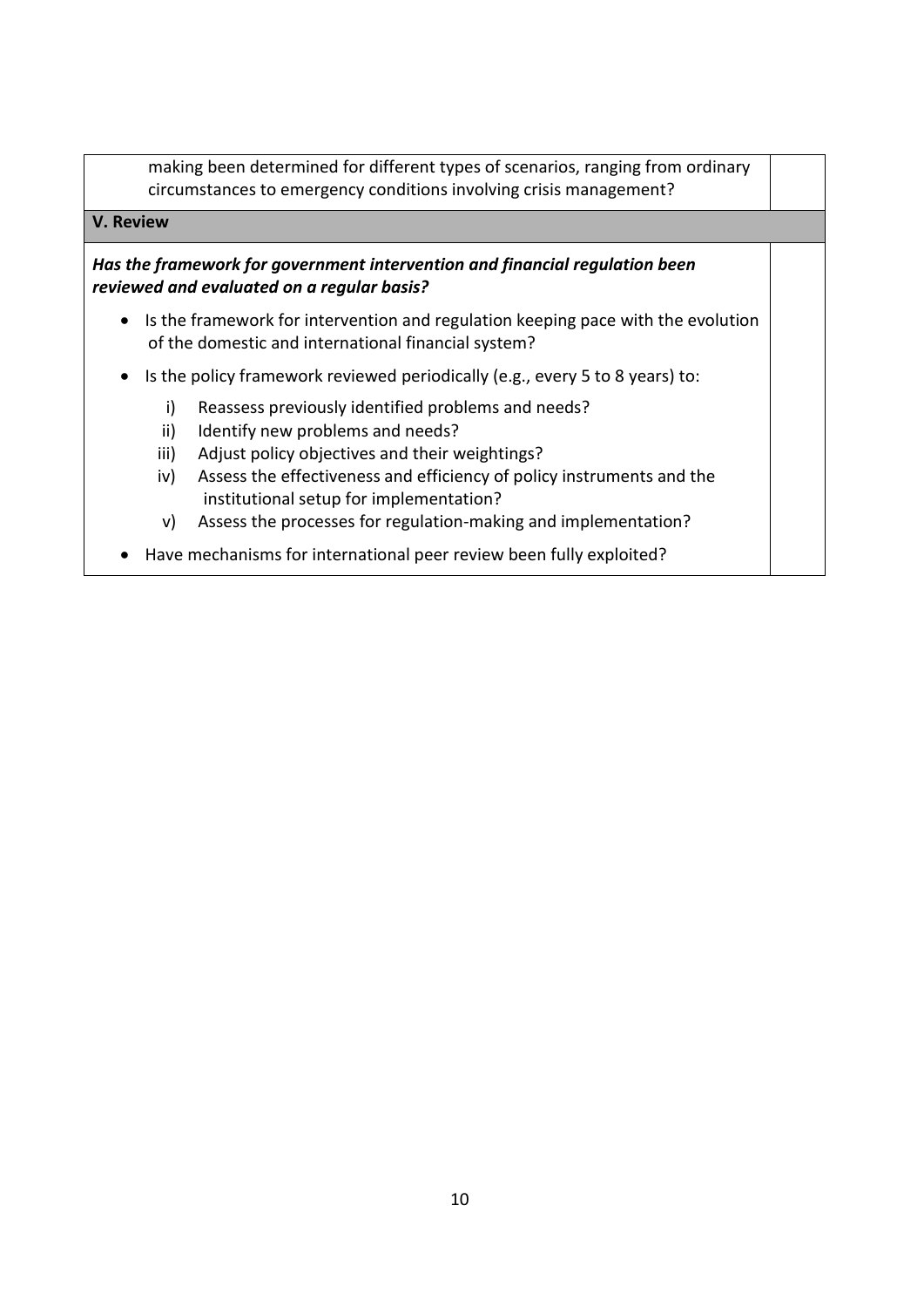| | |
|---|---|
| making been determined for different types of scenarios, ranging from ordinary circumstances to emergency conditions involving crisis management? | |
| **V. Review** | |
| ***Has the framework for government intervention and financial regulation been reviewed and evaluated on a regular basis?***<br><br>• Is the framework for intervention and regulation keeping pace with the evolution of the domestic and international financial system?<br><br>• Is the policy framework reviewed periodically (e.g., every 5 to 8 years) to:<br>i) Reassess previously identified problems and needs?<br>ii) Identify new problems and needs?<br>iii) Adjust policy objectives and their weightings?<br>iv) Assess the effectiveness and efficiency of policy instruments and the institutional setup for implementation?<br>v) Assess the processes for regulation-making and implementation?<br><br>• Have mechanisms for international peer review been fully exploited? | |